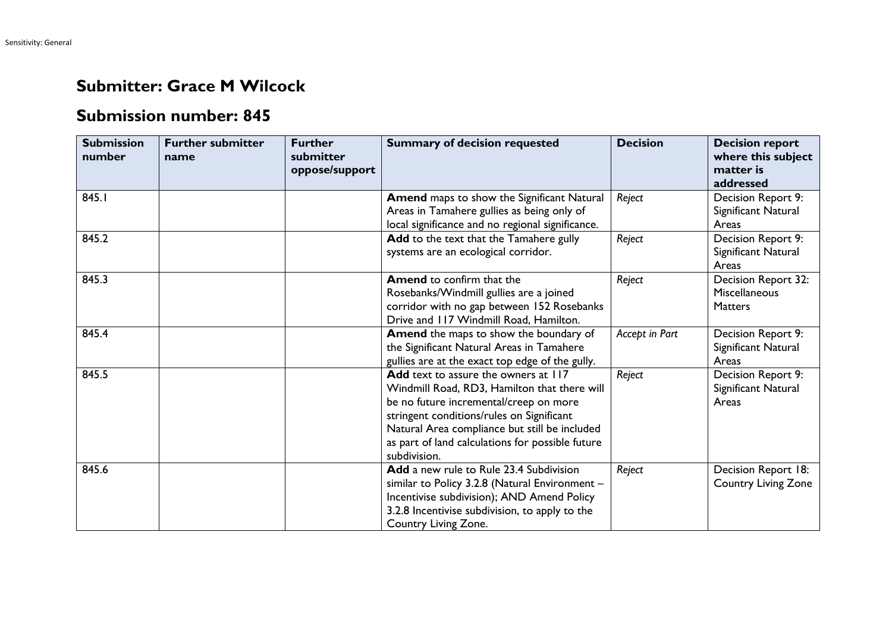## Submitter: Grace M Wilcock

## Submission number: 845

| Submission number | Further submitter name | Further submitter oppose/support | Summary of decision requested | Decision | Decision report where this subject matter is addressed |
|---|---|---|---|---|---|
| 845.1 | | | **Amend** maps to show the Significant Natural Areas in Tamahere gullies as being only of local significance and no regional significance. | *Reject* | Decision Report 9: Significant Natural Areas |
| 845.2 | | | **Add** to the text that the Tamahere gully systems are an ecological corridor. | *Reject* | Decision Report 9: Significant Natural Areas |
| 845.3 | | | **Amend** to confirm that the Rosebanks/Windmill gullies are a joined corridor with no gap between 152 Rosebanks Drive and 117 Windmill Road, Hamilton. | *Reject* | Decision Report 32: Miscellaneous Matters |
| 845.4 | | | **Amend** the maps to show the boundary of the Significant Natural Areas in Tamahere gullies are at the exact top edge of the gully. | *Accept in Part* | Decision Report 9: Significant Natural Areas |
| 845.5 | | | **Add** text to assure the owners at 117 Windmill Road, RD3, Hamilton that there will be no future incremental/creep on more stringent conditions/rules on Significant Natural Area compliance but still be included as part of land calculations for possible future subdivision. | *Reject* | Decision Report 9: Significant Natural Areas |
| 845.6 | | | **Add** a new rule to Rule 23.4 Subdivision similar to Policy 3.2.8 (Natural Environment – Incentivise subdivision); AND Amend Policy 3.2.8 Incentivise subdivision, to apply to the Country Living Zone. | *Reject* | Decision Report 18: Country Living Zone |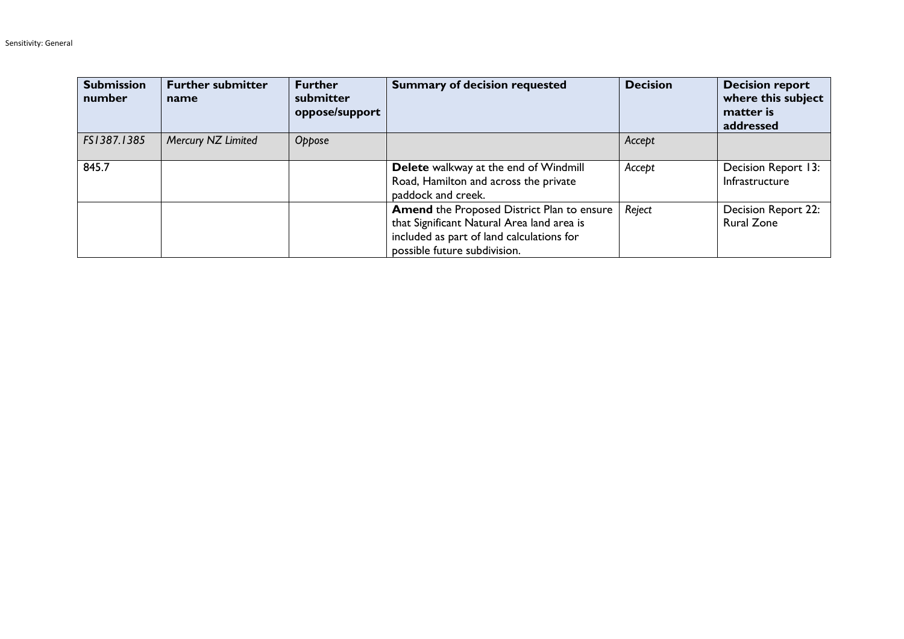| Submission number | Further submitter name | Further submitter oppose/support | Summary of decision requested | Decision | Decision report where this subject matter is addressed |
|---|---|---|---|---|---|
| *FS1387.1385* | *Mercury NZ Limited* | *Oppose* | | *Accept* | |
| 845.7 | | | **Delete** walkway at the end of Windmill Road, Hamilton and across the private paddock and creek. | *Accept* | Decision Report 13: Infrastructure |
| | | | **Amend** the Proposed District Plan to ensure that Significant Natural Area land area is included as part of land calculations for possible future subdivision. | *Reject* | Decision Report 22: Rural Zone |